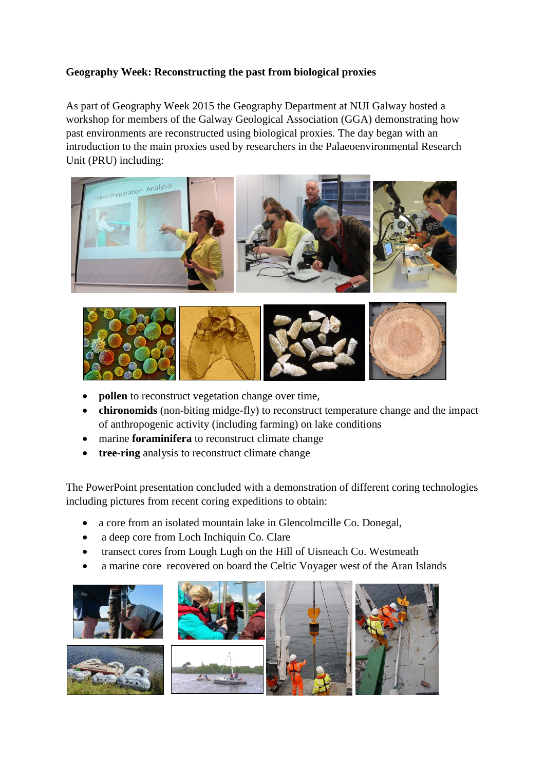**Geography Week: Reconstructing the past from biological proxies**

As part of Geography Week 2015 the Geography Department at NUI Galway hosted a workshop for members of the Galway Geological Association (GGA) demonstrating how past environments are reconstructed using biological proxies. The day began with an introduction to the main proxies used by researchers in the Palaeoenvironmental Research Unit (PRU) including:

- **pollen** to reconstruct vegetation change over time,
- **chironomids** (non-biting midge-fly) to reconstruct temperature change and the impact of anthropogenic activity (including farming) on lake conditions
- marine **foraminifera** to reconstruct climate change
- **tree-ring** analysis to reconstruct climate change

The PowerPoint presentation concluded with a demonstration of different coring technologies including pictures from recent coring expeditions to obtain:

- a core from an isolated mountain lake in Glencolmcille Co. Donegal,
- a deep core from Loch Inchiquin Co. Clare
- transect cores from Lough Lugh on the Hill of Uisneach Co. Westmeath
- a marine core recovered on board the Celtic Voyager west of the Aran Islands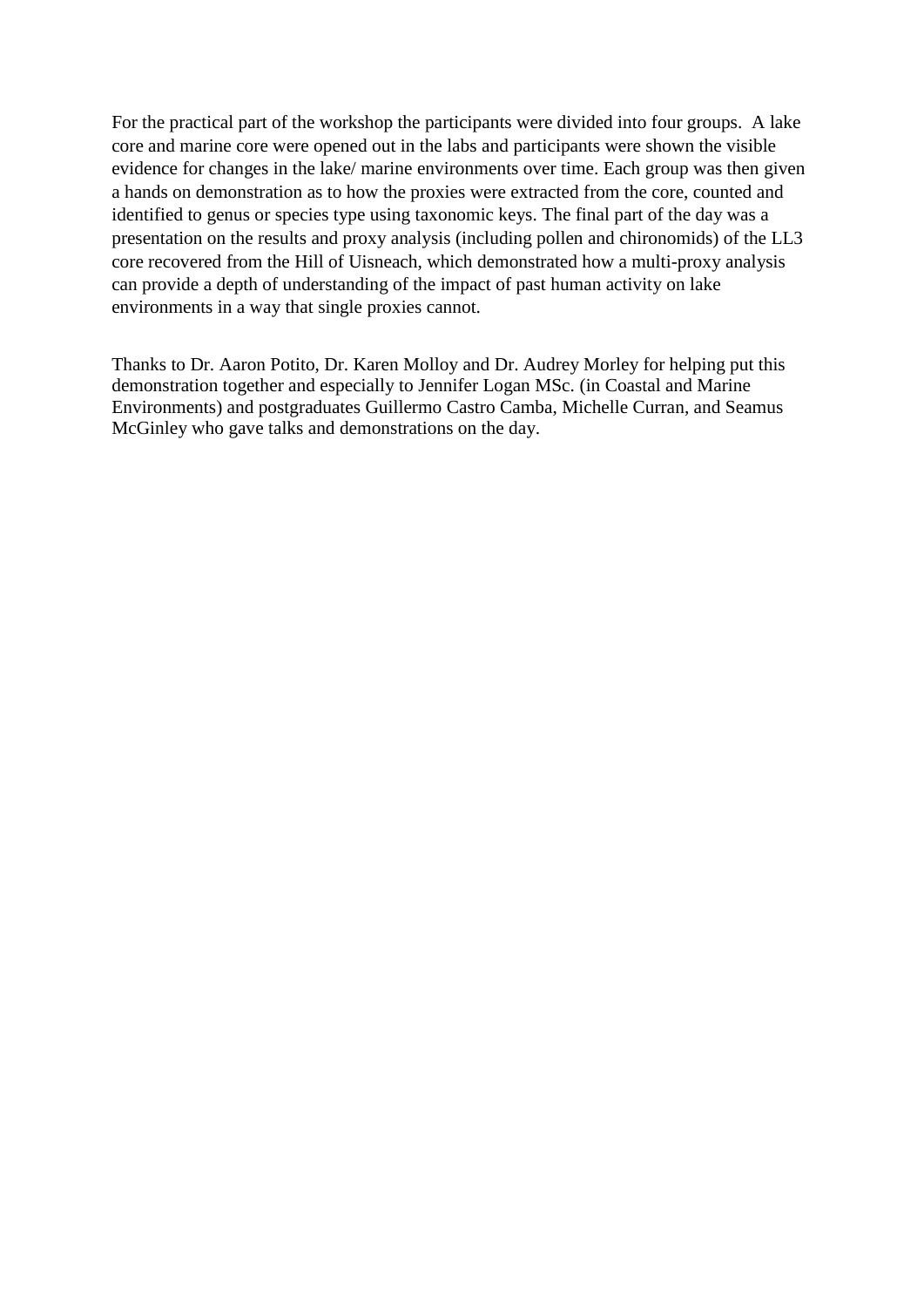For the practical part of the workshop the participants were divided into four groups. A lake core and marine core were opened out in the labs and participants were shown the visible evidence for changes in the lake/ marine environments over time. Each group was then given a hands on demonstration as to how the proxies were extracted from the core, counted and identified to genus or species type using taxonomic keys. The final part of the day was a presentation on the results and proxy analysis (including pollen and chironomids) of the LL3 core recovered from the Hill of Uisneach, which demonstrated how a multi-proxy analysis can provide a depth of understanding of the impact of past human activity on lake environments in a way that single proxies cannot.

Thanks to Dr. Aaron Potito, Dr. Karen Molloy and Dr. Audrey Morley for helping put this demonstration together and especially to Jennifer Logan MSc. (in Coastal and Marine Environments) and postgraduates Guillermo Castro Camba, Michelle Curran, and Seamus McGinley who gave talks and demonstrations on the day.